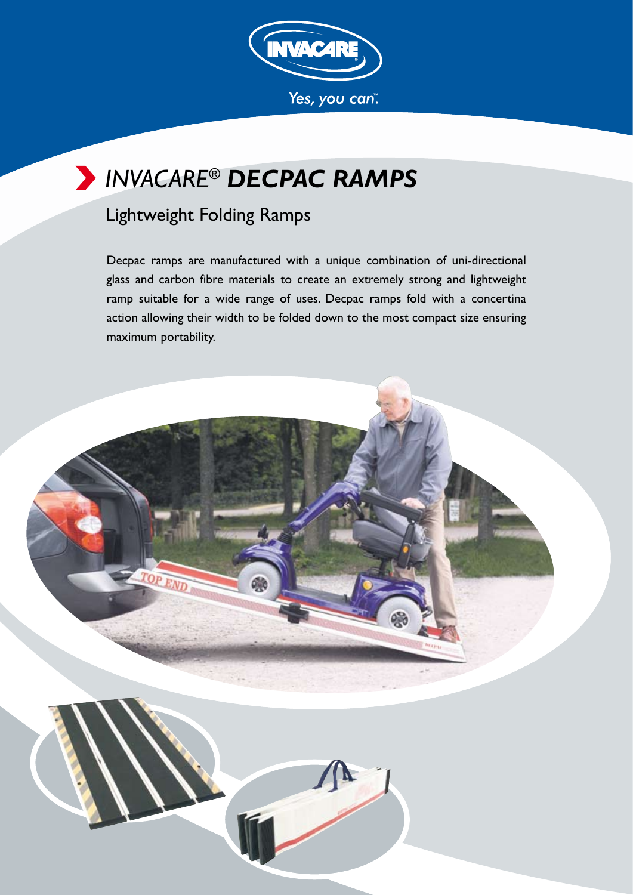INVACARE

*Yes, you can™.*

# *INVACARE®* ***DECPAC RAMPS***

## Lightweight Folding Ramps

Decpac ramps are manufactured with a unique combination of uni-directional glass and carbon fibre materials to create an extremely strong and lightweight ramp suitable for a wide range of uses. Decpac ramps fold with a concertina action allowing their width to be folded down to the most compact size ensuring maximum portability.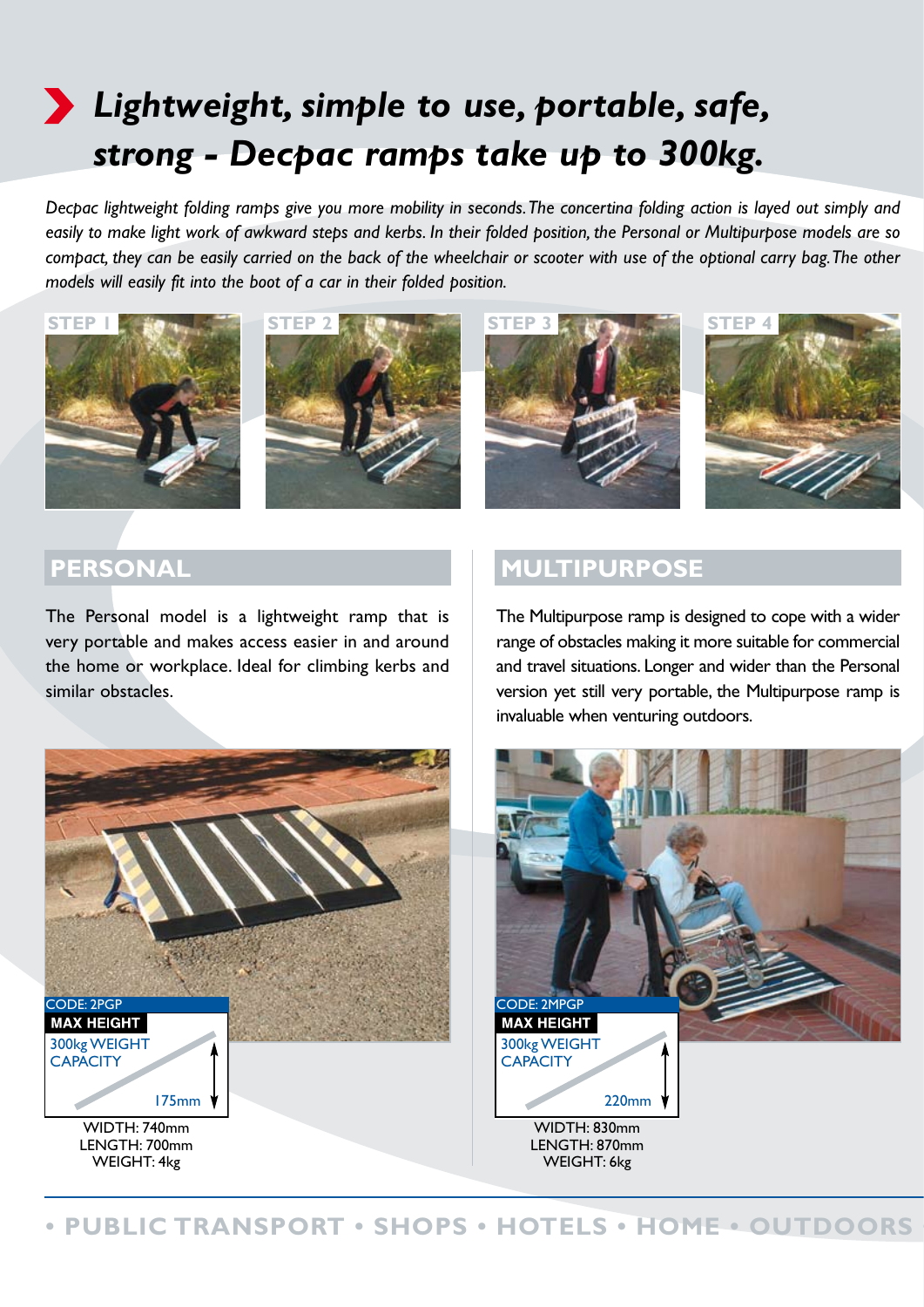# Lightweight, simple to use, portable, safe, strong - Decpac ramps take up to 300kg.

*Decpac lightweight folding ramps give you more mobility in seconds. The concertina folding action is layed out simply and easily to make light work of awkward steps and kerbs. In their folded position, the Personal or Multipurpose models are so compact, they can be easily carried on the back of the wheelchair or scooter with use of the optional carry bag. The other models will easily fit into the boot of a car in their folded position.*

STEP 1

STEP 2

STEP 3

STEP 4

## PERSONAL

The Personal model is a lightweight ramp that is very portable and makes access easier in and around the home or workplace. Ideal for climbing kerbs and similar obstacles.

CODE: 2PGP

**MAX HEIGHT**

300kg WEIGHT CAPACITY

175mm

WIDTH: 740mm
LENGTH: 700mm
WEIGHT: 4kg

## MULTIPURPOSE

The Multipurpose ramp is designed to cope with a wider range of obstacles making it more suitable for commercial and travel situations. Longer and wider than the Personal version yet still very portable, the Multipurpose ramp is invaluable when venturing outdoors.

CODE: 2MPGP

**MAX HEIGHT**

300kg WEIGHT CAPACITY

220mm

WIDTH: 830mm
LENGTH: 870mm
WEIGHT: 6kg

• PUBLIC TRANSPORT • SHOPS • HOTELS • HOME • OUTDOORS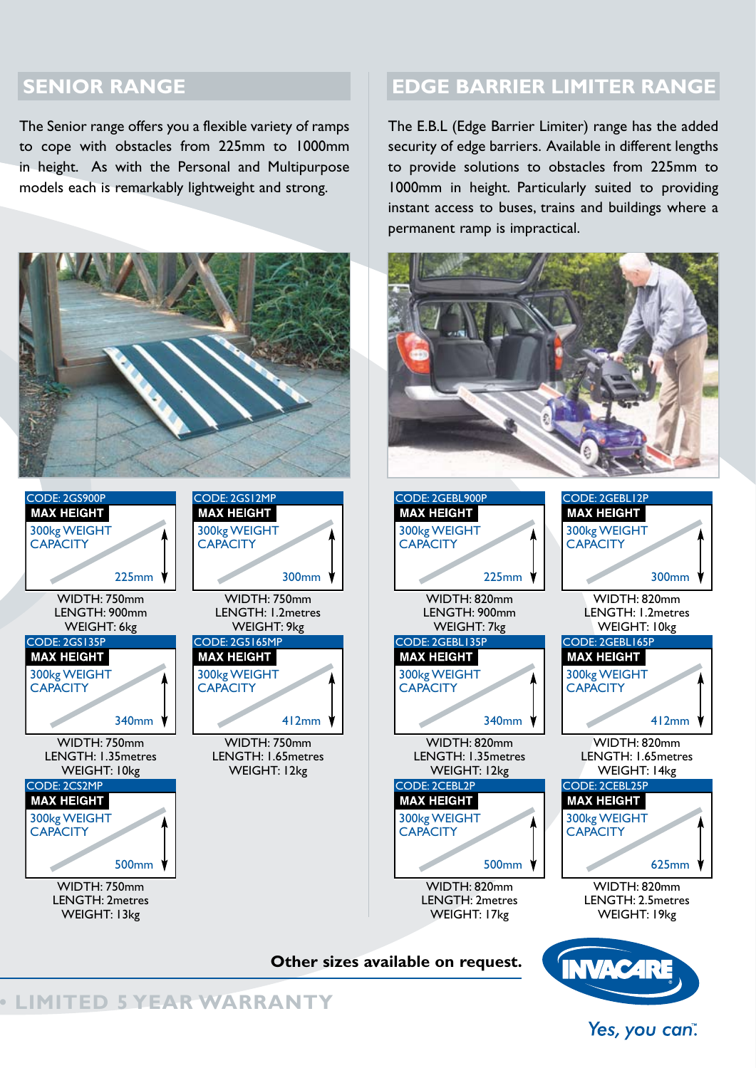## SENIOR RANGE

The Senior range offers you a flexible variety of ramps to cope with obstacles from 225mm to 1000mm in height. As with the Personal and Multipurpose models each is remarkably lightweight and strong.

| Code | Max Height | Weight Capacity | Width | Length | Weight |
|---|---|---|---|---|---|
| 2GS900P | 225mm | 300kg | 750mm | 900mm | 6kg |
| 2GS12MP | 300mm | 300kg | 750mm | 1.2metres | 9kg |
| 2GS135P | 340mm | 300kg | 750mm | 1.35metres | 10kg |
| 2GS165MP | 412mm | 300kg | 750mm | 1.65metres | 12kg |
| 2CS2MP | 500mm | 300kg | 750mm | 2metres | 13kg |

## EDGE BARRIER LIMITER RANGE

The E.B.L (Edge Barrier Limiter) range has the added security of edge barriers. Available in different lengths to provide solutions to obstacles from 225mm to 1000mm in height. Particularly suited to providing instant access to buses, trains and buildings where a permanent ramp is impractical.

| Code | Max Height | Weight Capacity | Width | Length | Weight |
|---|---|---|---|---|---|
| 2GEBL900P | 225mm | 300kg | 820mm | 900mm | 7kg |
| 2GEBL12P | 300mm | 300kg | 820mm | 1.2metres | 10kg |
| 2GEBL135P | 340mm | 300kg | 820mm | 1.35metres | 12kg |
| 2GEBL165P | 412mm | 300kg | 820mm | 1.65metres | 14kg |
| 2CEBL2P | 500mm | 300kg | 820mm | 2metres | 17kg |
| 2CEBL25P | 625mm | 300kg | 820mm | 2.5metres | 19kg |

**Other sizes available on request.**

• LIMITED 5 YEAR WARRANTY

INVACARE

*Yes, you can.*™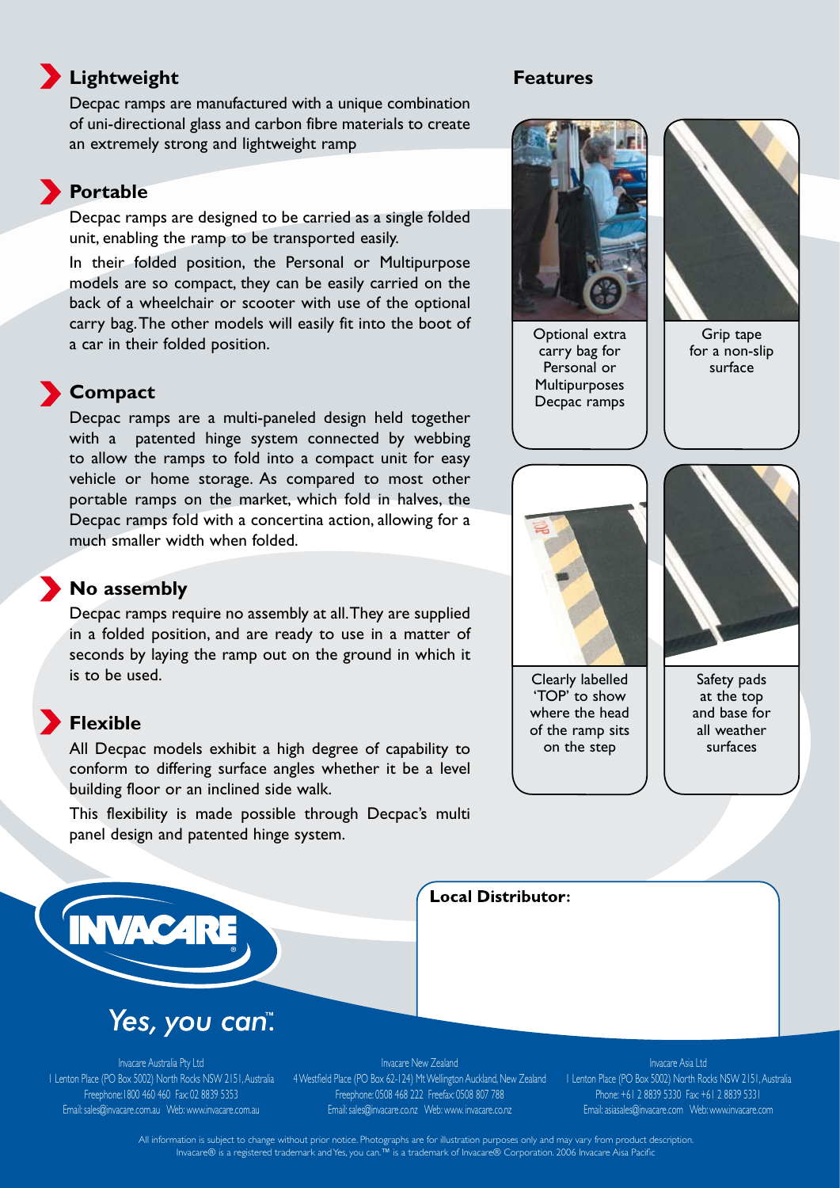## Lightweight

Decpac ramps are manufactured with a unique combination of uni-directional glass and carbon fibre materials to create an extremely strong and lightweight ramp

## Portable

Decpac ramps are designed to be carried as a single folded unit, enabling the ramp to be transported easily.

In their folded position, the Personal or Multipurpose models are so compact, they can be easily carried on the back of a wheelchair or scooter with use of the optional carry bag. The other models will easily fit into the boot of a car in their folded position.

## Compact

Decpac ramps are a multi-paneled design held together with a patented hinge system connected by webbing to allow the ramps to fold into a compact unit for easy vehicle or home storage. As compared to most other portable ramps on the market, which fold in halves, the Decpac ramps fold with a concertina action, allowing for a much smaller width when folded.

## No assembly

Decpac ramps require no assembly at all. They are supplied in a folded position, and are ready to use in a matter of seconds by laying the ramp out on the ground in which it is to be used.

## Flexible

All Decpac models exhibit a high degree of capability to conform to differing surface angles whether it be a level building floor or an inclined side walk.

This flexibility is made possible through Decpac's multi panel design and patented hinge system.

## Features

Optional extra carry bag for Personal or Multipurposes Decpac ramps

Grip tape for a non-slip surface

Clearly labelled 'TOP' to show where the head of the ramp sits on the step

Safety pads at the top and base for all weather surfaces

**Local Distributor:**

INVACARE®

*Yes, you can.™*

Invacare Australia Pty Ltd
1 Lenton Place (PO Box 5002) North Rocks NSW 2151, Australia
Freephone: 1800 460 460 Fax: 02 8839 5353
Email: sales@invacare.com.au Web: www.invacare.com.au

Invacare New Zealand
4 Westfield Place (PO Box 62-124) Mt Wellington Auckland, New Zealand
Freephone: 0508 468 222 Freefax: 0508 807 788
Email: sales@invacare.co.nz Web: www.invacare.co.nz

Invacare Asia Ltd
1 Lenton Place (PO Box 5002) North Rocks NSW 2151, Australia
Phone: +61 2 8839 5330 Fax: +61 2 8839 5331
Email: asiasales@invacare.com Web: www.invacare.com

All information is subject to change without prior notice. Photographs are for illustration purposes only and may vary from product description.
Invacare® is a registered trademark and Yes, you can.™ is a trademark of Invacare® Corporation. 2006 Invacare Aisa Pacific